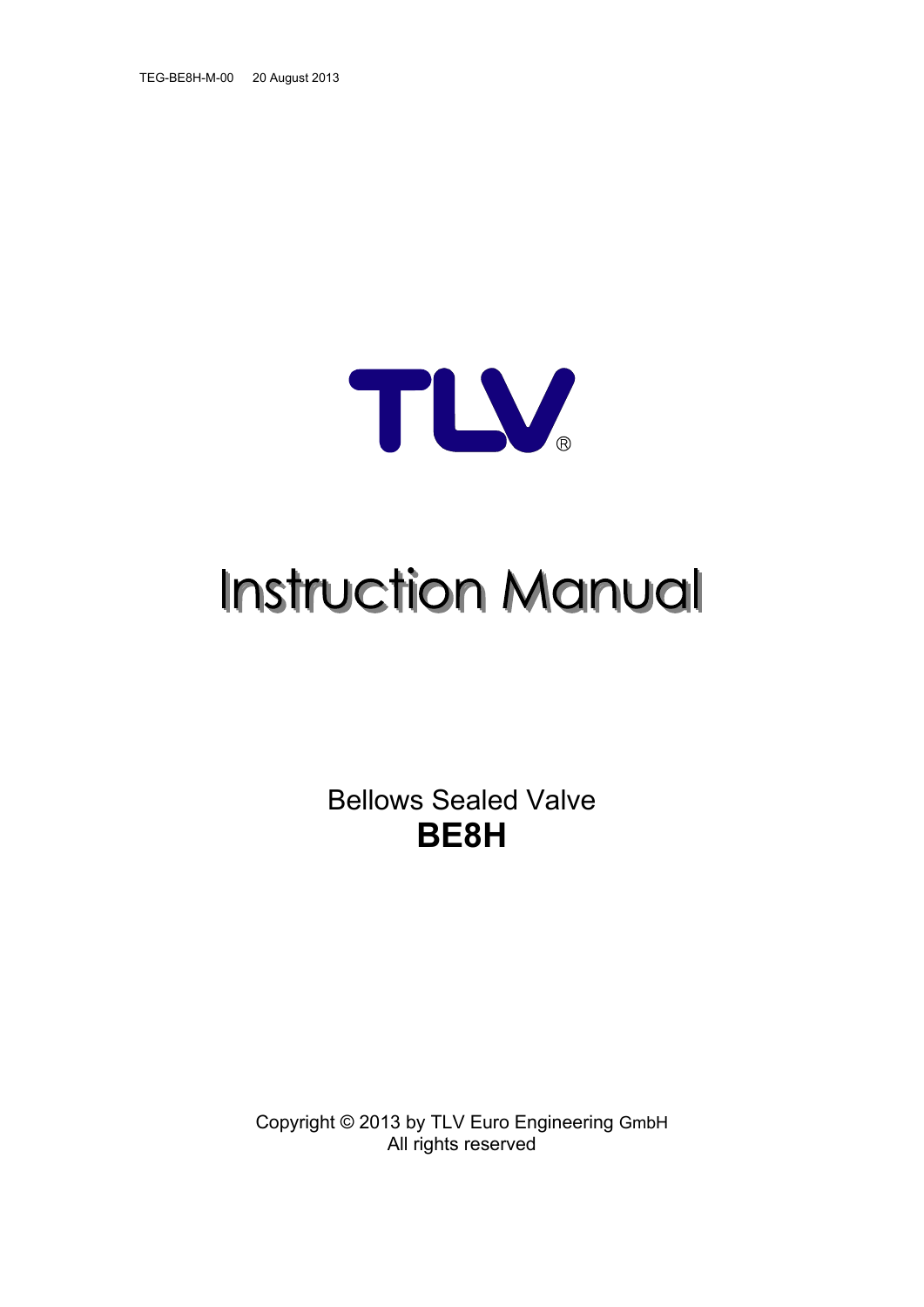TEG-BE8H-M-00 20 August 2013

TLV®

# Instruction Manual

Bellows Sealed Valve

**BE8H**

Copyright © 2013 by TLV Euro Engineering GmbH
All rights reserved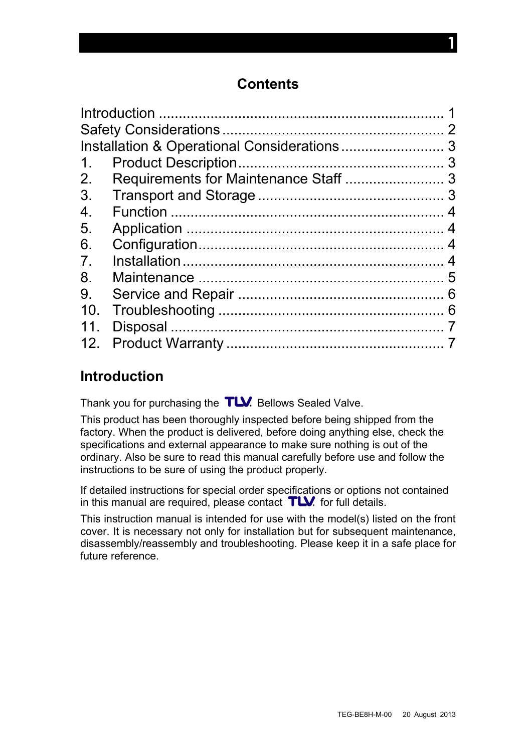## Contents

| | | |
|---|---|---|
| Introduction | | 1 |
| Safety Considerations | | 2 |
| Installation & Operational Considerations | | 3 |
| 1. | Product Description | 3 |
| 2. | Requirements for Maintenance Staff | 3 |
| 3. | Transport and Storage | 3 |
| 4. | Function | 4 |
| 5. | Application | 4 |
| 6. | Configuration | 4 |
| 7. | Installation | 4 |
| 8. | Maintenance | 5 |
| 9. | Service and Repair | 6 |
| 10. | Troubleshooting | 6 |
| 11. | Disposal | 7 |
| 12. | Product Warranty | 7 |

## Introduction

Thank you for purchasing the TLV Bellows Sealed Valve.

This product has been thoroughly inspected before being shipped from the factory. When the product is delivered, before doing anything else, check the specifications and external appearance to make sure nothing is out of the ordinary. Also be sure to read this manual carefully before use and follow the instructions to be sure of using the product properly.

If detailed instructions for special order specifications or options not contained in this manual are required, please contact TLV for full details.

This instruction manual is intended for use with the model(s) listed on the front cover. It is necessary not only for installation but for subsequent maintenance, disassembly/reassembly and troubleshooting. Please keep it in a safe place for future reference.

TEG-BE8H-M-00 20 August 2013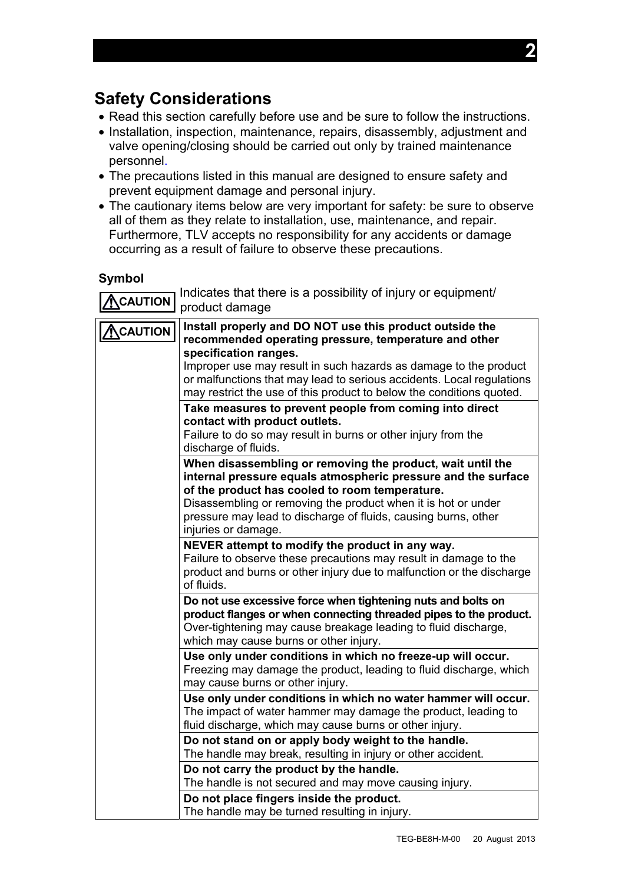## Safety Considerations

- Read this section carefully before use and be sure to follow the instructions.
- Installation, inspection, maintenance, repairs, disassembly, adjustment and valve opening/closing should be carried out only by trained maintenance personnel.
- The precautions listed in this manual are designed to ensure safety and prevent equipment damage and personal injury.
- The cautionary items below are very important for safety: be sure to observe all of them as they relate to installation, use, maintenance, and repair. Furthermore, TLV accepts no responsibility for any accidents or damage occurring as a result of failure to observe these precautions.

**Symbol**

| ⚠CAUTION | Indicates that there is a possibility of injury or equipment/product damage |
|---|---|

| | |
|---|---|
| ⚠CAUTION | **Install properly and DO NOT use this product outside the recommended operating pressure, temperature and other specification ranges.** Improper use may result in such hazards as damage to the product or malfunctions that may lead to serious accidents. Local regulations may restrict the use of this product to below the conditions quoted. |
| | **Take measures to prevent people from coming into direct contact with product outlets.** Failure to do so may result in burns or other injury from the discharge of fluids. |
| | **When disassembling or removing the product, wait until the internal pressure equals atmospheric pressure and the surface of the product has cooled to room temperature.** Disassembling or removing the product when it is hot or under pressure may lead to discharge of fluids, causing burns, other injuries or damage. |
| | **NEVER attempt to modify the product in any way.** Failure to observe these precautions may result in damage to the product and burns or other injury due to malfunction or the discharge of fluids. |
| | **Do not use excessive force when tightening nuts and bolts on product flanges or when connecting threaded pipes to the product.** Over-tightening may cause breakage leading to fluid discharge, which may cause burns or other injury. |
| | **Use only under conditions in which no freeze-up will occur.** Freezing may damage the product, leading to fluid discharge, which may cause burns or other injury. |
| | **Use only under conditions in which no water hammer will occur.** The impact of water hammer may damage the product, leading to fluid discharge, which may cause burns or other injury. |
| | **Do not stand on or apply body weight to the handle.** The handle may break, resulting in injury or other accident. |
| | **Do not carry the product by the handle.** The handle is not secured and may move causing injury. |
| | **Do not place fingers inside the product.** The handle may be turned resulting in injury. |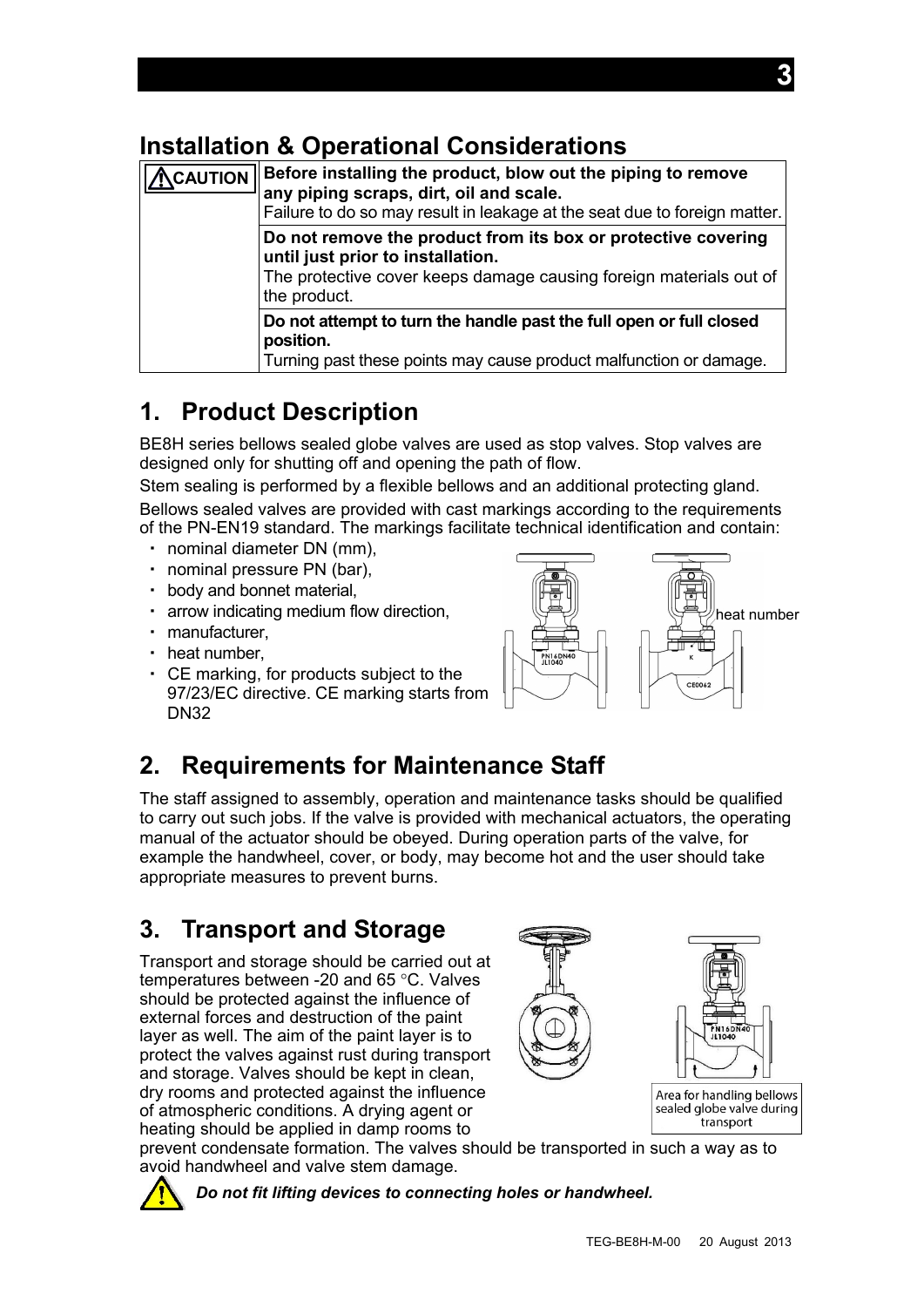## Installation & Operational Considerations

| ⚠CAUTION | **Before installing the product, blow out the piping to remove any piping scraps, dirt, oil and scale.** Failure to do so may result in leakage at the seat due to foreign matter. |
|---|---|
| | **Do not remove the product from its box or protective covering until just prior to installation.** The protective cover keeps damage causing foreign materials out of the product. |
| | **Do not attempt to turn the handle past the full open or full closed position.** Turning past these points may cause product malfunction or damage. |

## 1. Product Description

BE8H series bellows sealed globe valves are used as stop valves. Stop valves are designed only for shutting off and opening the path of flow.

Stem sealing is performed by a flexible bellows and an additional protecting gland.

Bellows sealed valves are provided with cast markings according to the requirements of the PN-EN19 standard. The markings facilitate technical identification and contain:

- nominal diameter DN (mm),
- nominal pressure PN (bar),
- body and bonnet material,
- arrow indicating medium flow direction,
- manufacturer,
- heat number,
- CE marking, for products subject to the 97/23/EC directive. CE marking starts from DN32

heat number

## 2. Requirements for Maintenance Staff

The staff assigned to assembly, operation and maintenance tasks should be qualified to carry out such jobs. If the valve is provided with mechanical actuators, the operating manual of the actuator should be obeyed. During operation parts of the valve, for example the handwheel, cover, or body, may become hot and the user should take appropriate measures to prevent burns.

## 3. Transport and Storage

Transport and storage should be carried out at temperatures between -20 and 65 °C. Valves should be protected against the influence of external forces and destruction of the paint layer as well. The aim of the paint layer is to protect the valves against rust during transport and storage. Valves should be kept in clean, dry rooms and protected against the influence of atmospheric conditions. A drying agent or heating should be applied in damp rooms to prevent condensate formation. The valves should be transported in such a way as to avoid handwheel and valve stem damage.

Area for handling bellows sealed globe valve during transport

***Do not fit lifting devices to connecting holes or handwheel.***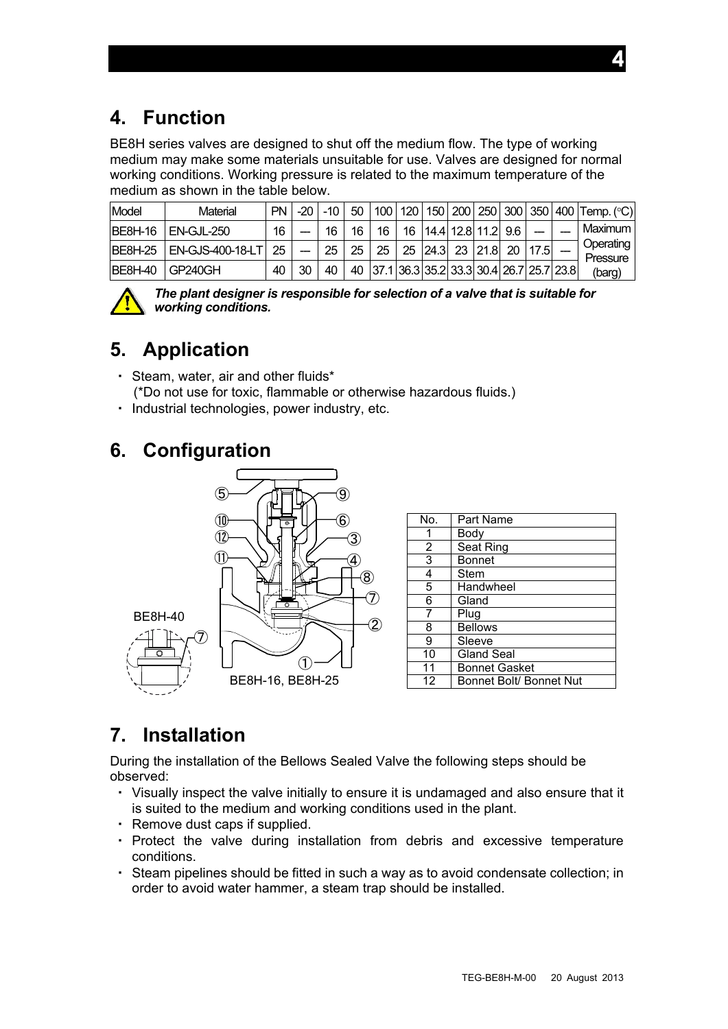## 4. Function

BE8H series valves are designed to shut off the medium flow. The type of working medium may make some materials unsuitable for use. Valves are designed for normal working conditions. Working pressure is related to the maximum temperature of the medium as shown in the table below.

| Model | Material | PN | -20 | -10 | 50 | 100 | 120 | 150 | 200 | 250 | 300 | 350 | 400 | Temp. (°C) |
|---|---|---|---|---|---|---|---|---|---|---|---|---|---|---|
| BE8H-16 | EN-GJL-250 | 16 | — | 16 | 16 | 16 | 16 | 14.4 | 12.8 | 11.2 | 9.6 | — | — | Maximum Operating Pressure (barg) |
| BE8H-25 | EN-GJS-400-18-LT | 25 | — | 25 | 25 | 25 | 25 | 24.3 | 23 | 21.8 | 20 | 17.5 | — | |
| BE8H-40 | GP240GH | 40 | 30 | 40 | 40 | 37.1 | 36.3 | 35.2 | 33.3 | 30.4 | 26.7 | 25.7 | 23.8 | |

***The plant designer is responsible for selection of a valve that is suitable for working conditions.***

## 5. Application

- Steam, water, air and other fluids*
  (*Do not use for toxic, flammable or otherwise hazardous fluids.)
- Industrial technologies, power industry, etc.

## 6. Configuration

BE8H-40

BE8H-16, BE8H-25

| No. | Part Name |
|---|---|
| 1 | Body |
| 2 | Seat Ring |
| 3 | Bonnet |
| 4 | Stem |
| 5 | Handwheel |
| 6 | Gland |
| 7 | Plug |
| 8 | Bellows |
| 9 | Sleeve |
| 10 | Gland Seal |
| 11 | Bonnet Gasket |
| 12 | Bonnet Bolt/ Bonnet Nut |

## 7. Installation

During the installation of the Bellows Sealed Valve the following steps should be observed:

- Visually inspect the valve initially to ensure it is undamaged and also ensure that it is suited to the medium and working conditions used in the plant.
- Remove dust caps if supplied.
- Protect the valve during installation from debris and excessive temperature conditions.
- Steam pipelines should be fitted in such a way as to avoid condensate collection; in order to avoid water hammer, a steam trap should be installed.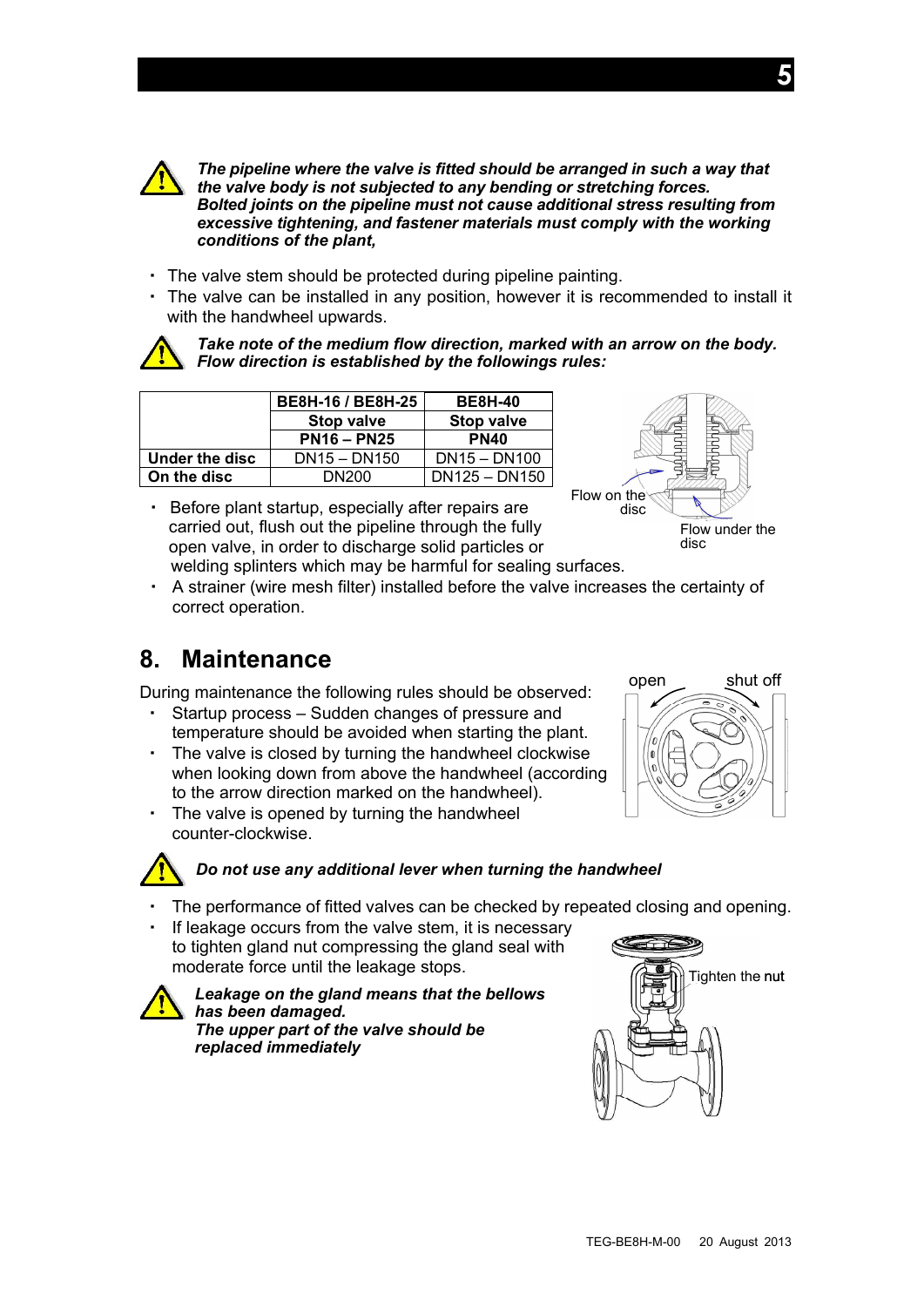***The pipeline where the valve is fitted should be arranged in such a way that the valve body is not subjected to any bending or stretching forces.***
***Bolted joints on the pipeline must not cause additional stress resulting from excessive tightening, and fastener materials must comply with the working conditions of the plant,***

- The valve stem should be protected during pipeline painting.
- The valve can be installed in any position, however it is recommended to install it with the handwheel upwards.

***Take note of the medium flow direction, marked with an arrow on the body.***
***Flow direction is established by the followings rules:***

| | BE8H-16 / BE8H-25 | BE8H-40 |
|---|---|---|
| | Stop valve | Stop valve |
| | PN16 – PN25 | PN40 |
| **Under the disc** | DN15 – DN150 | DN15 – DN100 |
| **On the disc** | DN200 | DN125 – DN150 |

Flow on the disc

Flow under the disc

- Before plant startup, especially after repairs are carried out, flush out the pipeline through the fully open valve, in order to discharge solid particles or welding splinters which may be harmful for sealing surfaces.
- A strainer (wire mesh filter) installed before the valve increases the certainty of correct operation.

## 8. Maintenance

During maintenance the following rules should be observed:

- Startup process – Sudden changes of pressure and temperature should be avoided when starting the plant.
- The valve is closed by turning the handwheel clockwise when looking down from above the handwheel (according to the arrow direction marked on the handwheel).
- The valve is opened by turning the handwheel counter-clockwise.

open shut off

***Do not use any additional lever when turning the handwheel***

- The performance of fitted valves can be checked by repeated closing and opening.
- If leakage occurs from the valve stem, it is necessary to tighten gland nut compressing the gland seal with moderate force until the leakage stops.

***Leakage on the gland means that the bellows has been damaged.***
***The upper part of the valve should be replaced immediately***

Tighten the nut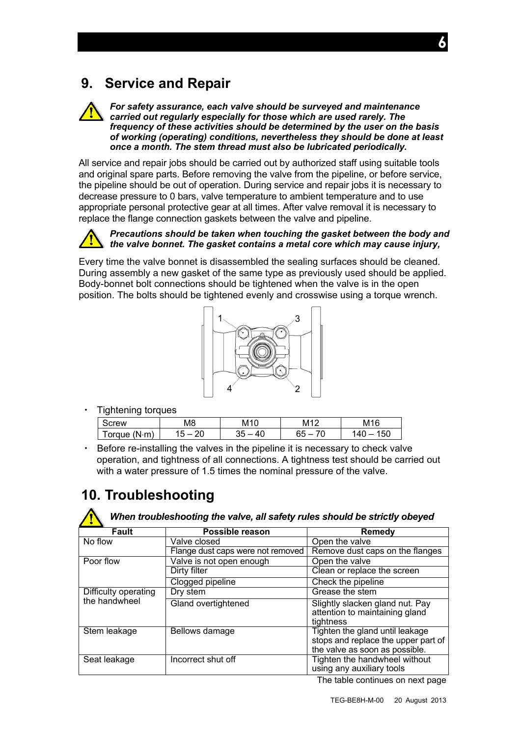## 9. Service and Repair

***For safety assurance, each valve should be surveyed and maintenance carried out regularly especially for those which are used rarely. The frequency of these activities should be determined by the user on the basis of working (operating) conditions, nevertheless they should be done at least once a month. The stem thread must also be lubricated periodically.***

All service and repair jobs should be carried out by authorized staff using suitable tools and original spare parts. Before removing the valve from the pipeline, or before service, the pipeline should be out of operation. During service and repair jobs it is necessary to decrease pressure to 0 bars, valve temperature to ambient temperature and to use appropriate personal protective gear at all times. After valve removal it is necessary to replace the flange connection gaskets between the valve and pipeline.

***Precautions should be taken when touching the gasket between the body and the valve bonnet. The gasket contains a metal core which may cause injury,***

Every time the valve bonnet is disassembled the sealing surfaces should be cleaned. During assembly a new gasket of the same type as previously used should be applied. Body-bonnet bolt connections should be tightened when the valve is in the open position. The bolts should be tightened evenly and crosswise using a torque wrench.

- Tightening torques

| Screw | M8 | M10 | M12 | M16 |
|---|---|---|---|---|
| Torque (N·m) | 15 – 20 | 35 – 40 | 65 – 70 | 140 – 150 |

- Before re-installing the valves in the pipeline it is necessary to check valve operation, and tightness of all connections. A tightness test should be carried out with a water pressure of 1.5 times the nominal pressure of the valve.

## 10. Troubleshooting

***When troubleshooting the valve, all safety rules should be strictly obeyed***

| Fault | Possible reason | Remedy |
|---|---|---|
| No flow | Valve closed | Open the valve |
| | Flange dust caps were not removed | Remove dust caps on the flanges |
| Poor flow | Valve is not open enough | Open the valve |
| | Dirty filter | Clean or replace the screen |
| | Clogged pipeline | Check the pipeline |
| Difficulty operating the handwheel | Dry stem | Grease the stem |
| | Gland overtightened | Slightly slacken gland nut. Pay attention to maintaining gland tightness |
| Stem leakage | Bellows damage | Tighten the gland until leakage stops and replace the upper part of the valve as soon as possible. |
| Seat leakage | Incorrect shut off | Tighten the handwheel without using any auxiliary tools |

The table continues on next page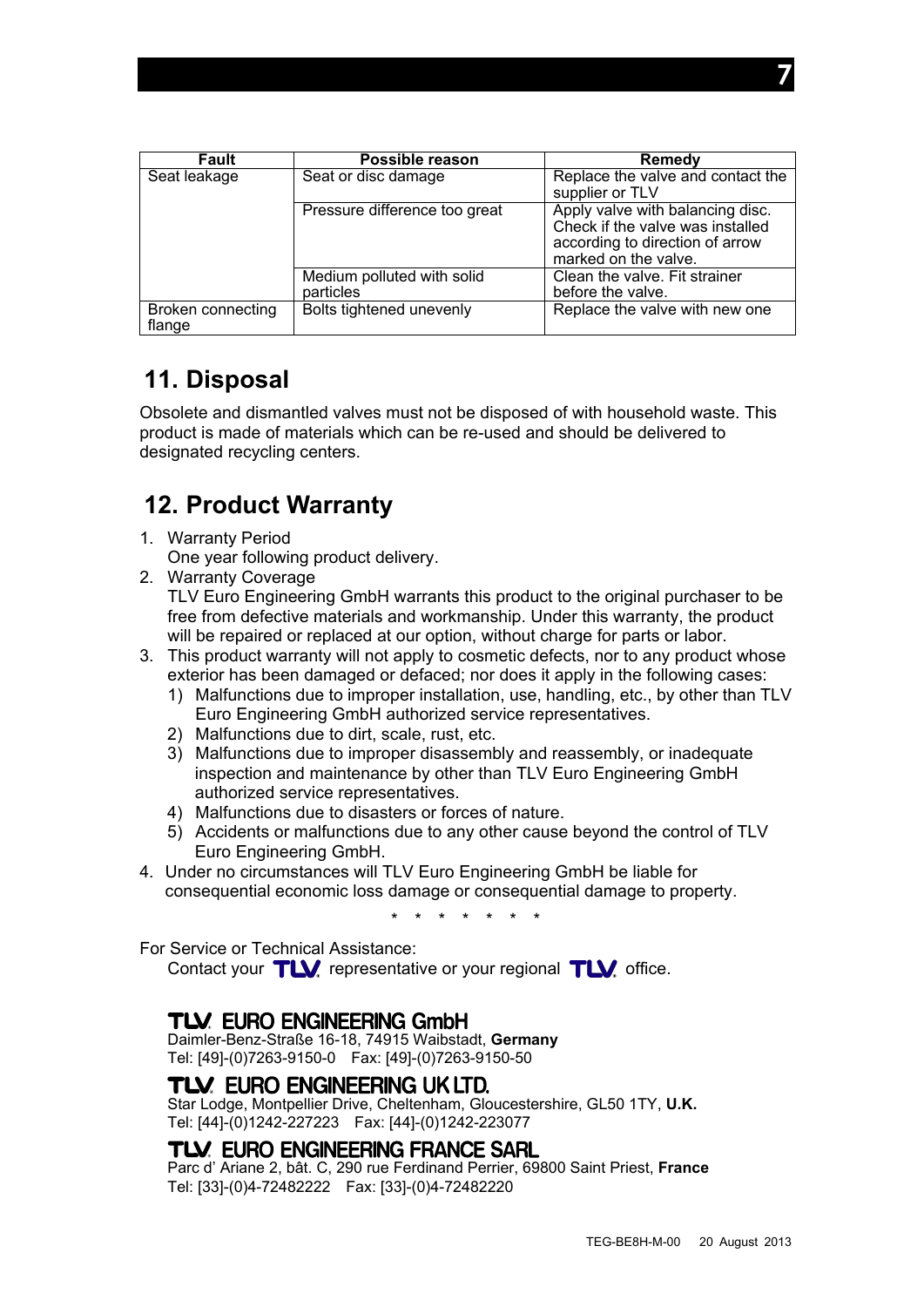| Fault | Possible reason | Remedy |
| --- | --- | --- |
| Seat leakage | Seat or disc damage | Replace the valve and contact the supplier or TLV |
| | Pressure difference too great | Apply valve with balancing disc. Check if the valve was installed according to direction of arrow marked on the valve. |
| | Medium polluted with solid particles | Clean the valve. Fit strainer before the valve. |
| Broken connecting flange | Bolts tightened unevenly | Replace the valve with new one |

## 11. Disposal

Obsolete and dismantled valves must not be disposed of with household waste. This product is made of materials which can be re-used and should be delivered to designated recycling centers.

## 12. Product Warranty

1. Warranty Period
   One year following product delivery.
2. Warranty Coverage
   TLV Euro Engineering GmbH warrants this product to the original purchaser to be free from defective materials and workmanship. Under this warranty, the product will be repaired or replaced at our option, without charge for parts or labor.
3. This product warranty will not apply to cosmetic defects, nor to any product whose exterior has been damaged or defaced; nor does it apply in the following cases:
   1) Malfunctions due to improper installation, use, handling, etc., by other than TLV Euro Engineering GmbH authorized service representatives.
   2) Malfunctions due to dirt, scale, rust, etc.
   3) Malfunctions due to improper disassembly and reassembly, or inadequate inspection and maintenance by other than TLV Euro Engineering GmbH authorized service representatives.
   4) Malfunctions due to disasters or forces of nature.
   5) Accidents or malfunctions due to any other cause beyond the control of TLV Euro Engineering GmbH.
4. Under no circumstances will TLV Euro Engineering GmbH be liable for consequential economic loss damage or consequential damage to property.

\* \* \* \* \* \* \*

For Service or Technical Assistance:
Contact your TLV representative or your regional TLV office.

### TLV EURO ENGINEERING GmbH
Daimler-Benz-Straße 16-18, 74915 Waibstadt, **Germany**
Tel: [49]-(0)7263-9150-0 Fax: [49]-(0)7263-9150-50

### TLV EURO ENGINEERING UK LTD.
Star Lodge, Montpellier Drive, Cheltenham, Gloucestershire, GL50 1TY, **U.K.**
Tel: [44]-(0)1242-227223 Fax: [44]-(0)1242-223077

### TLV EURO ENGINEERING FRANCE SARL
Parc d' Ariane 2, bât. C, 290 rue Ferdinand Perrier, 69800 Saint Priest, **France**
Tel: [33]-(0)4-72482222 Fax: [33]-(0)4-72482220

TEG-BE8H-M-00 20 August 2013